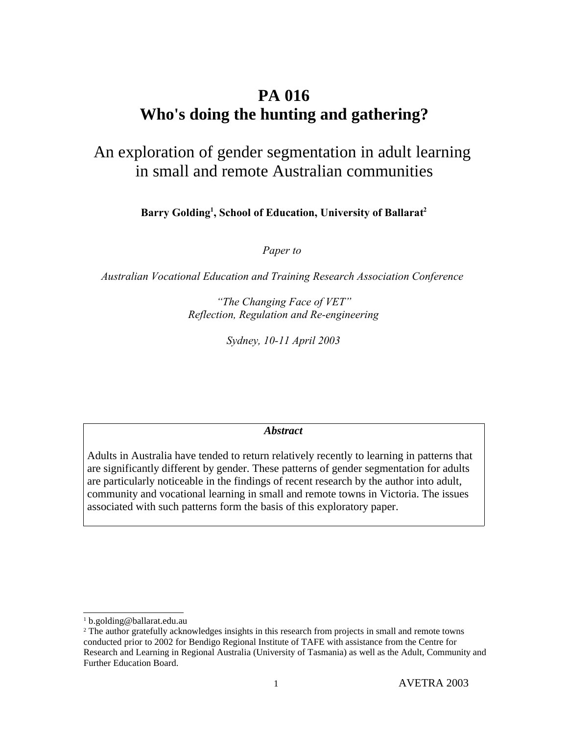# PA 016
# Who's doing the hunting and gathering?

## An exploration of gender segmentation in adult learning in small and remote Australian communities

**Barry Golding[1], School of Education, University of Ballarat[2]**

*Paper to*

*Australian Vocational Education and Training Research Association Conference*

*"The Changing Face of VET"*
*Reflection, Regulation and Re-engineering*

*Sydney, 10-11 April 2003*

***Abstract***

Adults in Australia have tended to return relatively recently to learning in patterns that are significantly different by gender. These patterns of gender segmentation for adults are particularly noticeable in the findings of recent research by the author into adult, community and vocational learning in small and remote towns in Victoria. The issues associated with such patterns form the basis of this exploratory paper.

---

[1] b.golding@ballarat.edu.au

[2] The author gratefully acknowledges insights in this research from projects in small and remote towns conducted prior to 2002 for Bendigo Regional Institute of TAFE with assistance from the Centre for Research and Learning in Regional Australia (University of Tasmania) as well as the Adult, Community and Further Education Board.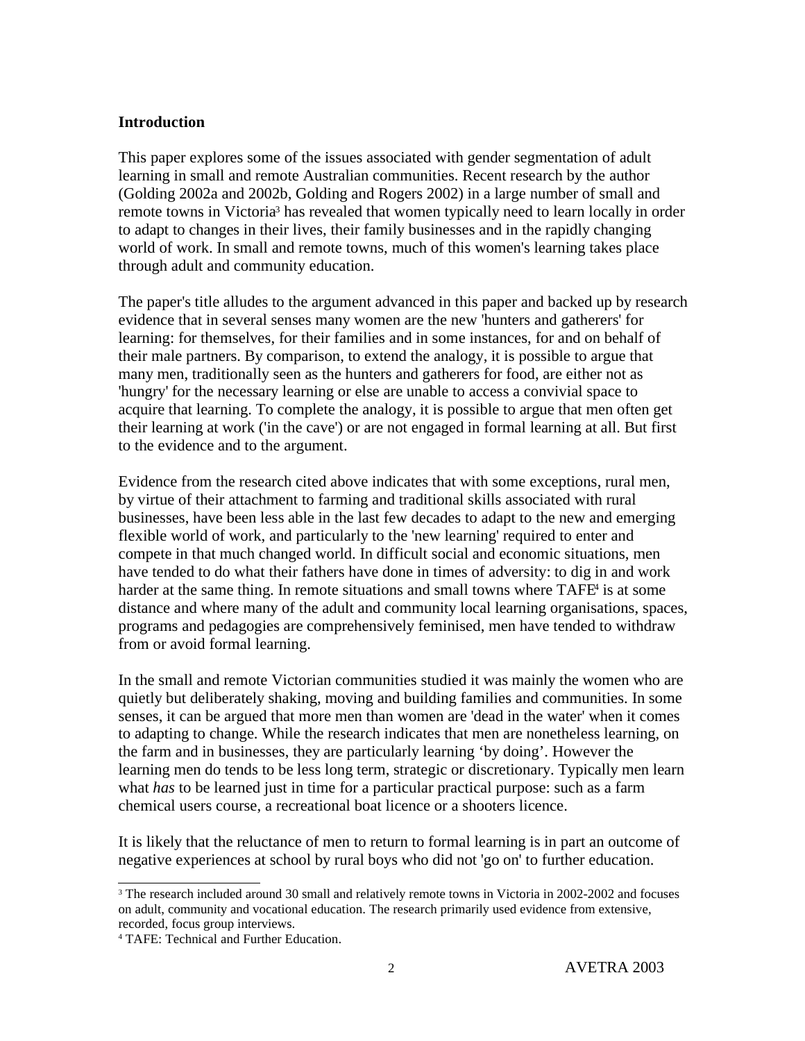**Introduction**

This paper explores some of the issues associated with gender segmentation of adult learning in small and remote Australian communities. Recent research by the author (Golding 2002a and 2002b, Golding and Rogers 2002) in a large number of small and remote towns in Victoria[3] has revealed that women typically need to learn locally in order to adapt to changes in their lives, their family businesses and in the rapidly changing world of work. In small and remote towns, much of this women's learning takes place through adult and community education.

The paper's title alludes to the argument advanced in this paper and backed up by research evidence that in several senses many women are the new 'hunters and gatherers' for learning: for themselves, for their families and in some instances, for and on behalf of their male partners. By comparison, to extend the analogy, it is possible to argue that many men, traditionally seen as the hunters and gatherers for food, are either not as 'hungry' for the necessary learning or else are unable to access a convivial space to acquire that learning. To complete the analogy, it is possible to argue that men often get their learning at work ('in the cave') or are not engaged in formal learning at all. But first to the evidence and to the argument.

Evidence from the research cited above indicates that with some exceptions, rural men, by virtue of their attachment to farming and traditional skills associated with rural businesses, have been less able in the last few decades to adapt to the new and emerging flexible world of work, and particularly to the 'new learning' required to enter and compete in that much changed world. In difficult social and economic situations, men have tended to do what their fathers have done in times of adversity: to dig in and work harder at the same thing. In remote situations and small towns where TAFE[4] is at some distance and where many of the adult and community local learning organisations, spaces, programs and pedagogies are comprehensively feminised, men have tended to withdraw from or avoid formal learning.

In the small and remote Victorian communities studied it was mainly the women who are quietly but deliberately shaking, moving and building families and communities. In some senses, it can be argued that more men than women are 'dead in the water' when it comes to adapting to change. While the research indicates that men are nonetheless learning, on the farm and in businesses, they are particularly learning 'by doing'. However the learning men do tends to be less long term, strategic or discretionary. Typically men learn what *has* to be learned just in time for a particular practical purpose: such as a farm chemical users course, a recreational boat licence or a shooters licence.

It is likely that the reluctance of men to return to formal learning is in part an outcome of negative experiences at school by rural boys who did not 'go on' to further education.

[3] The research included around 30 small and relatively remote towns in Victoria in 2002-2002 and focuses on adult, community and vocational education. The research primarily used evidence from extensive, recorded, focus group interviews.

[4] TAFE: Technical and Further Education.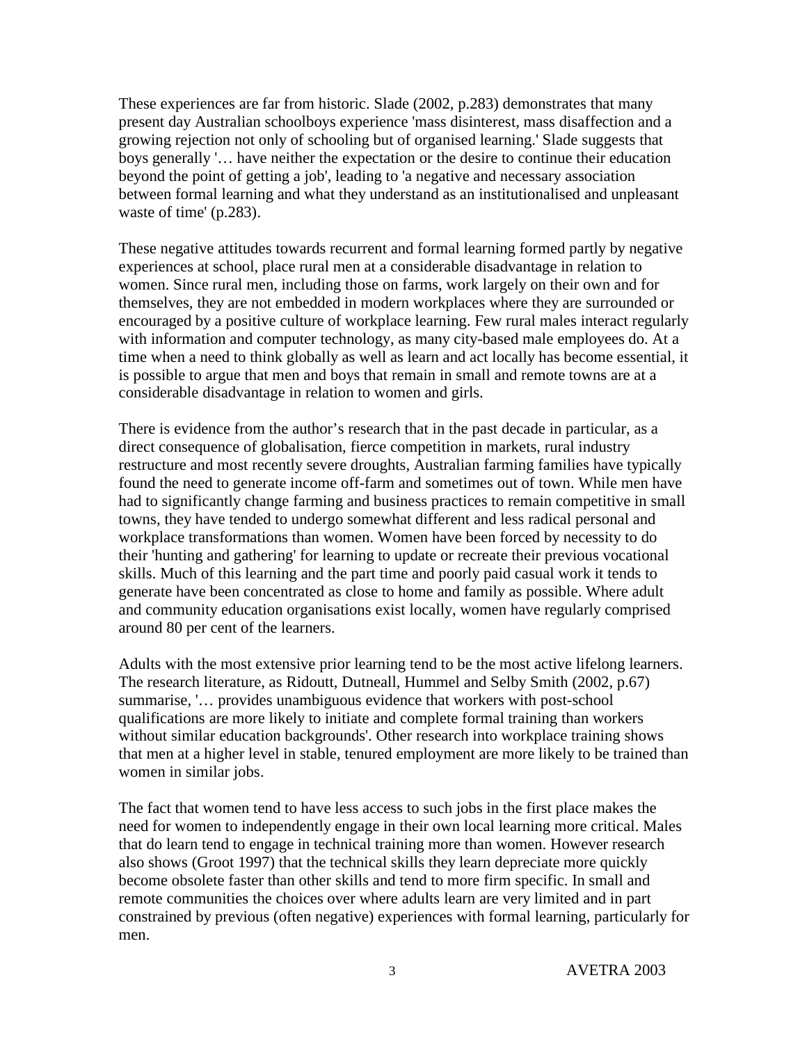These experiences are far from historic. Slade (2002, p.283) demonstrates that many present day Australian schoolboys experience 'mass disinterest, mass disaffection and a growing rejection not only of schooling but of organised learning.' Slade suggests that boys generally '… have neither the expectation or the desire to continue their education beyond the point of getting a job', leading to 'a negative and necessary association between formal learning and what they understand as an institutionalised and unpleasant waste of time' (p.283).

These negative attitudes towards recurrent and formal learning formed partly by negative experiences at school, place rural men at a considerable disadvantage in relation to women. Since rural men, including those on farms, work largely on their own and for themselves, they are not embedded in modern workplaces where they are surrounded or encouraged by a positive culture of workplace learning. Few rural males interact regularly with information and computer technology, as many city-based male employees do. At a time when a need to think globally as well as learn and act locally has become essential, it is possible to argue that men and boys that remain in small and remote towns are at a considerable disadvantage in relation to women and girls.

There is evidence from the author's research that in the past decade in particular, as a direct consequence of globalisation, fierce competition in markets, rural industry restructure and most recently severe droughts, Australian farming families have typically found the need to generate income off-farm and sometimes out of town. While men have had to significantly change farming and business practices to remain competitive in small towns, they have tended to undergo somewhat different and less radical personal and workplace transformations than women. Women have been forced by necessity to do their 'hunting and gathering' for learning to update or recreate their previous vocational skills. Much of this learning and the part time and poorly paid casual work it tends to generate have been concentrated as close to home and family as possible. Where adult and community education organisations exist locally, women have regularly comprised around 80 per cent of the learners.

Adults with the most extensive prior learning tend to be the most active lifelong learners. The research literature, as Ridoutt, Dutneall, Hummel and Selby Smith (2002, p.67) summarise, '… provides unambiguous evidence that workers with post-school qualifications are more likely to initiate and complete formal training than workers without similar education backgrounds'. Other research into workplace training shows that men at a higher level in stable, tenured employment are more likely to be trained than women in similar jobs.

The fact that women tend to have less access to such jobs in the first place makes the need for women to independently engage in their own local learning more critical. Males that do learn tend to engage in technical training more than women. However research also shows (Groot 1997) that the technical skills they learn depreciate more quickly become obsolete faster than other skills and tend to more firm specific. In small and remote communities the choices over where adults learn are very limited and in part constrained by previous (often negative) experiences with formal learning, particularly for men.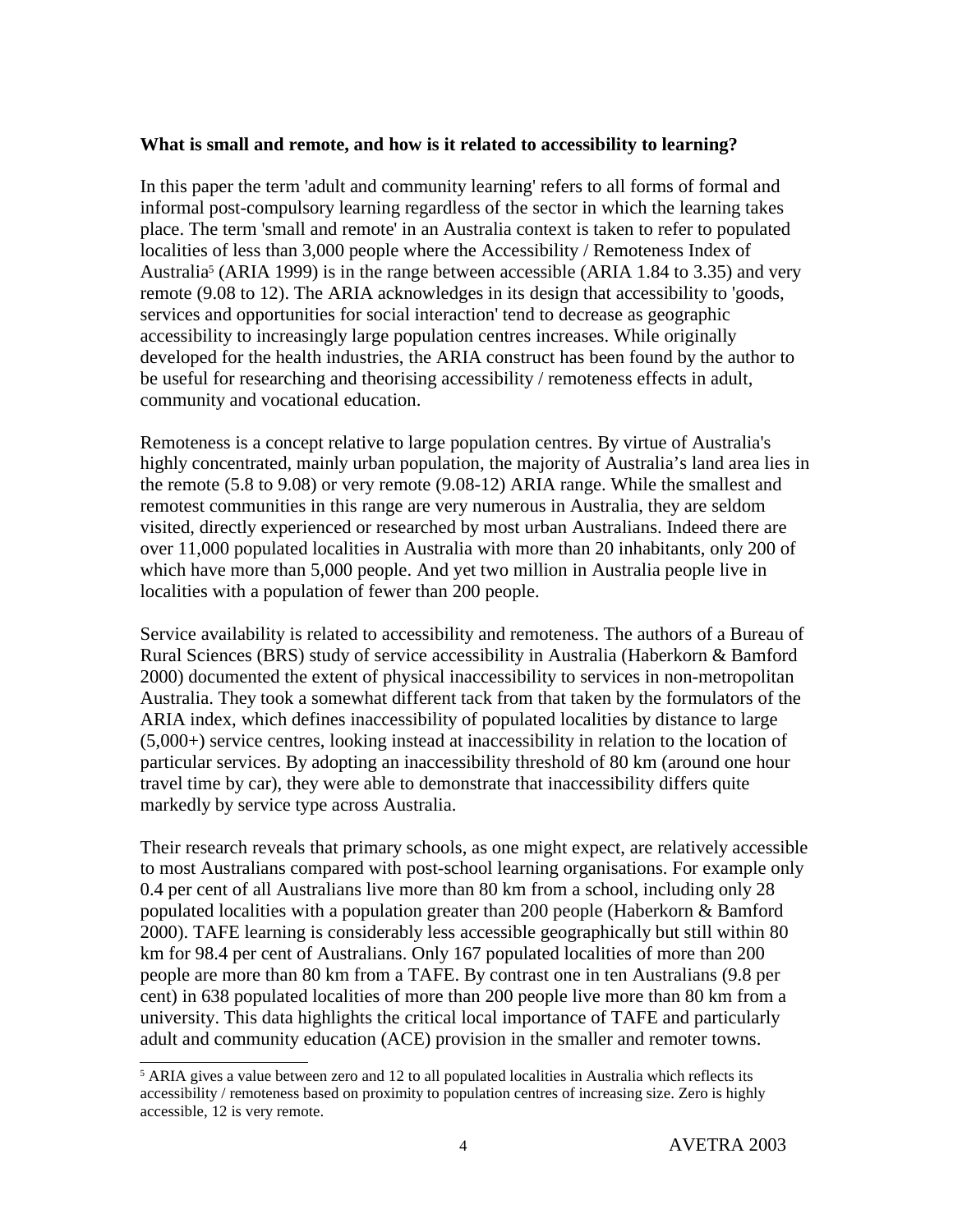**What is small and remote, and how is it related to accessibility to learning?**

In this paper the term 'adult and community learning' refers to all forms of formal and informal post-compulsory learning regardless of the sector in which the learning takes place. The term 'small and remote' in an Australia context is taken to refer to populated localities of less than 3,000 people where the Accessibility / Remoteness Index of Australia[5] (ARIA 1999) is in the range between accessible (ARIA 1.84 to 3.35) and very remote (9.08 to 12). The ARIA acknowledges in its design that accessibility to 'goods, services and opportunities for social interaction' tend to decrease as geographic accessibility to increasingly large population centres increases. While originally developed for the health industries, the ARIA construct has been found by the author to be useful for researching and theorising accessibility / remoteness effects in adult, community and vocational education.

Remoteness is a concept relative to large population centres. By virtue of Australia's highly concentrated, mainly urban population, the majority of Australia’s land area lies in the remote (5.8 to 9.08) or very remote (9.08-12) ARIA range. While the smallest and remotest communities in this range are very numerous in Australia, they are seldom visited, directly experienced or researched by most urban Australians. Indeed there are over 11,000 populated localities in Australia with more than 20 inhabitants, only 200 of which have more than 5,000 people. And yet two million in Australia people live in localities with a population of fewer than 200 people.

Service availability is related to accessibility and remoteness. The authors of a Bureau of Rural Sciences (BRS) study of service accessibility in Australia (Haberkorn & Bamford 2000) documented the extent of physical inaccessibility to services in non-metropolitan Australia. They took a somewhat different tack from that taken by the formulators of the ARIA index, which defines inaccessibility of populated localities by distance to large (5,000+) service centres, looking instead at inaccessibility in relation to the location of particular services. By adopting an inaccessibility threshold of 80 km (around one hour travel time by car), they were able to demonstrate that inaccessibility differs quite markedly by service type across Australia.

Their research reveals that primary schools, as one might expect, are relatively accessible to most Australians compared with post-school learning organisations. For example only 0.4 per cent of all Australians live more than 80 km from a school, including only 28 populated localities with a population greater than 200 people (Haberkorn & Bamford 2000). TAFE learning is considerably less accessible geographically but still within 80 km for 98.4 per cent of Australians. Only 167 populated localities of more than 200 people are more than 80 km from a TAFE. By contrast one in ten Australians (9.8 per cent) in 638 populated localities of more than 200 people live more than 80 km from a university. This data highlights the critical local importance of TAFE and particularly adult and community education (ACE) provision in the smaller and remoter towns.

---

[5] ARIA gives a value between zero and 12 to all populated localities in Australia which reflects its accessibility / remoteness based on proximity to population centres of increasing size. Zero is highly accessible, 12 is very remote.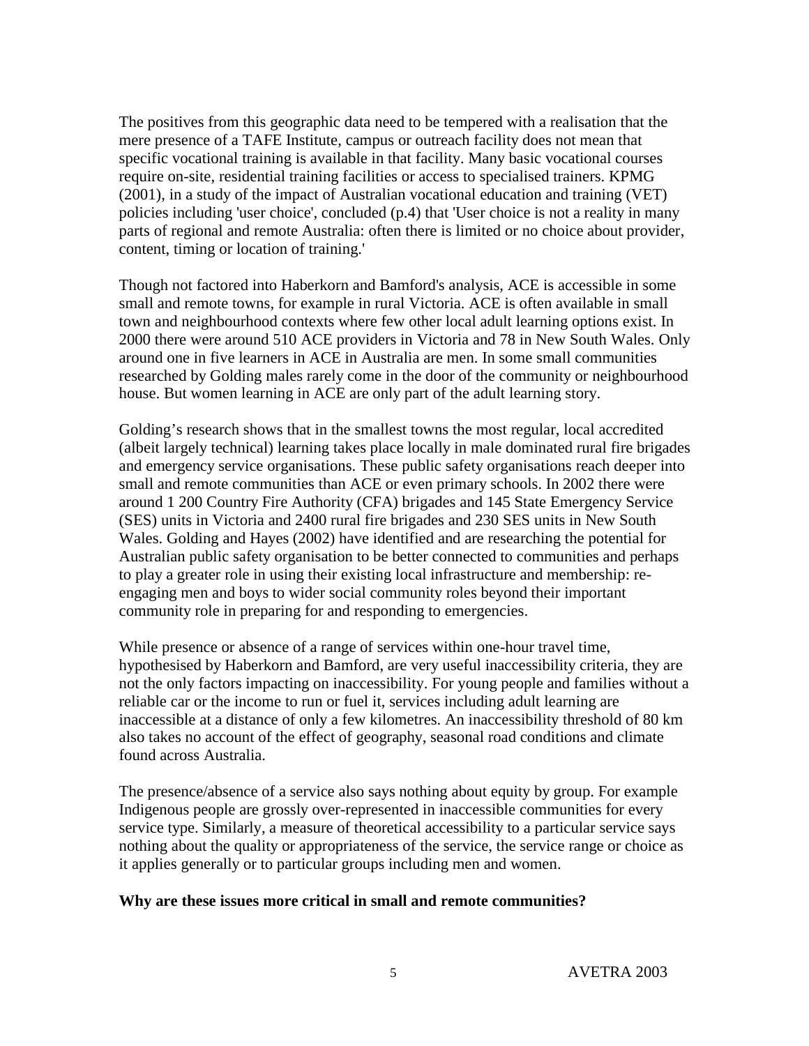The positives from this geographic data need to be tempered with a realisation that the mere presence of a TAFE Institute, campus or outreach facility does not mean that specific vocational training is available in that facility. Many basic vocational courses require on-site, residential training facilities or access to specialised trainers. KPMG (2001), in a study of the impact of Australian vocational education and training (VET) policies including 'user choice', concluded (p.4) that 'User choice is not a reality in many parts of regional and remote Australia: often there is limited or no choice about provider, content, timing or location of training.'

Though not factored into Haberkorn and Bamford's analysis, ACE is accessible in some small and remote towns, for example in rural Victoria. ACE is often available in small town and neighbourhood contexts where few other local adult learning options exist. In 2000 there were around 510 ACE providers in Victoria and 78 in New South Wales. Only around one in five learners in ACE in Australia are men. In some small communities researched by Golding males rarely come in the door of the community or neighbourhood house. But women learning in ACE are only part of the adult learning story.

Golding's research shows that in the smallest towns the most regular, local accredited (albeit largely technical) learning takes place locally in male dominated rural fire brigades and emergency service organisations. These public safety organisations reach deeper into small and remote communities than ACE or even primary schools. In 2002 there were around 1 200 Country Fire Authority (CFA) brigades and 145 State Emergency Service (SES) units in Victoria and 2400 rural fire brigades and 230 SES units in New South Wales. Golding and Hayes (2002) have identified and are researching the potential for Australian public safety organisation to be better connected to communities and perhaps to play a greater role in using their existing local infrastructure and membership: re-engaging men and boys to wider social community roles beyond their important community role in preparing for and responding to emergencies.

While presence or absence of a range of services within one-hour travel time, hypothesised by Haberkorn and Bamford, are very useful inaccessibility criteria, they are not the only factors impacting on inaccessibility. For young people and families without a reliable car or the income to run or fuel it, services including adult learning are inaccessible at a distance of only a few kilometres. An inaccessibility threshold of 80 km also takes no account of the effect of geography, seasonal road conditions and climate found across Australia.

The presence/absence of a service also says nothing about equity by group. For example Indigenous people are grossly over-represented in inaccessible communities for every service type. Similarly, a measure of theoretical accessibility to a particular service says nothing about the quality or appropriateness of the service, the service range or choice as it applies generally or to particular groups including men and women.

**Why are these issues more critical in small and remote communities?**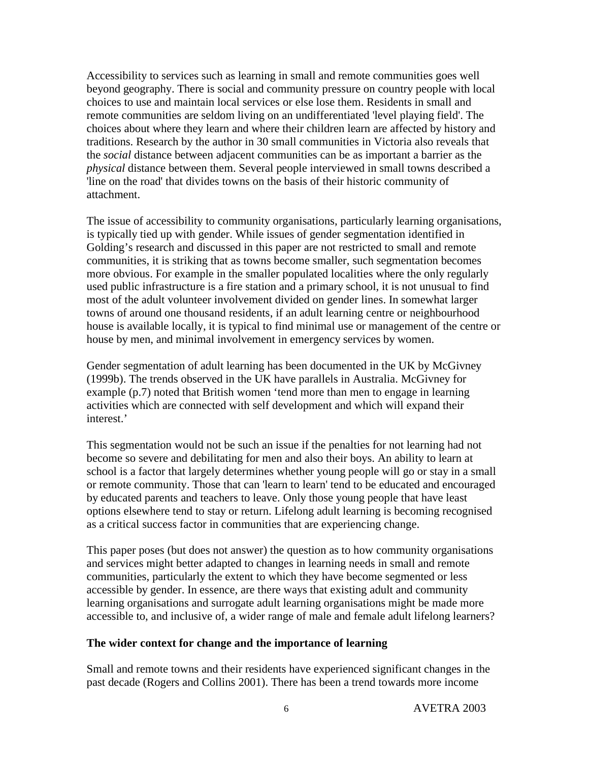Accessibility to services such as learning in small and remote communities goes well beyond geography. There is social and community pressure on country people with local choices to use and maintain local services or else lose them. Residents in small and remote communities are seldom living on an undifferentiated 'level playing field'. The choices about where they learn and where their children learn are affected by history and traditions. Research by the author in 30 small communities in Victoria also reveals that the *social* distance between adjacent communities can be as important a barrier as the *physical* distance between them. Several people interviewed in small towns described a 'line on the road' that divides towns on the basis of their historic community of attachment.

The issue of accessibility to community organisations, particularly learning organisations, is typically tied up with gender. While issues of gender segmentation identified in Golding's research and discussed in this paper are not restricted to small and remote communities, it is striking that as towns become smaller, such segmentation becomes more obvious. For example in the smaller populated localities where the only regularly used public infrastructure is a fire station and a primary school, it is not unusual to find most of the adult volunteer involvement divided on gender lines. In somewhat larger towns of around one thousand residents, if an adult learning centre or neighbourhood house is available locally, it is typical to find minimal use or management of the centre or house by men, and minimal involvement in emergency services by women.

Gender segmentation of adult learning has been documented in the UK by McGivney (1999b). The trends observed in the UK have parallels in Australia. McGivney for example (p.7) noted that British women 'tend more than men to engage in learning activities which are connected with self development and which will expand their interest.'

This segmentation would not be such an issue if the penalties for not learning had not become so severe and debilitating for men and also their boys. An ability to learn at school is a factor that largely determines whether young people will go or stay in a small or remote community. Those that can 'learn to learn' tend to be educated and encouraged by educated parents and teachers to leave. Only those young people that have least options elsewhere tend to stay or return. Lifelong adult learning is becoming recognised as a critical success factor in communities that are experiencing change.

This paper poses (but does not answer) the question as to how community organisations and services might better adapted to changes in learning needs in small and remote communities, particularly the extent to which they have become segmented or less accessible by gender. In essence, are there ways that existing adult and community learning organisations and surrogate adult learning organisations might be made more accessible to, and inclusive of, a wider range of male and female adult lifelong learners?

**The wider context for change and the importance of learning**

Small and remote towns and their residents have experienced significant changes in the past decade (Rogers and Collins 2001). There has been a trend towards more income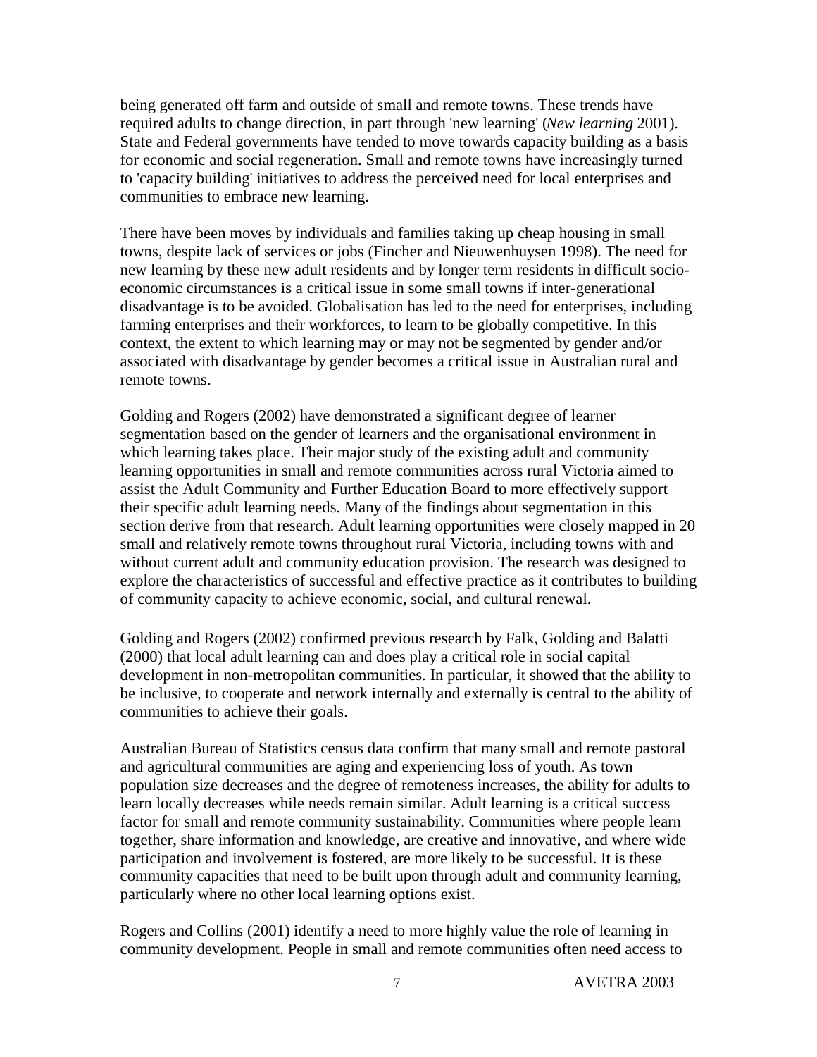being generated off farm and outside of small and remote towns. These trends have required adults to change direction, in part through 'new learning' (*New learning* 2001). State and Federal governments have tended to move towards capacity building as a basis for economic and social regeneration. Small and remote towns have increasingly turned to 'capacity building' initiatives to address the perceived need for local enterprises and communities to embrace new learning.

There have been moves by individuals and families taking up cheap housing in small towns, despite lack of services or jobs (Fincher and Nieuwenhuysen 1998). The need for new learning by these new adult residents and by longer term residents in difficult socio-economic circumstances is a critical issue in some small towns if inter-generational disadvantage is to be avoided. Globalisation has led to the need for enterprises, including farming enterprises and their workforces, to learn to be globally competitive. In this context, the extent to which learning may or may not be segmented by gender and/or associated with disadvantage by gender becomes a critical issue in Australian rural and remote towns.

Golding and Rogers (2002) have demonstrated a significant degree of learner segmentation based on the gender of learners and the organisational environment in which learning takes place. Their major study of the existing adult and community learning opportunities in small and remote communities across rural Victoria aimed to assist the Adult Community and Further Education Board to more effectively support their specific adult learning needs. Many of the findings about segmentation in this section derive from that research. Adult learning opportunities were closely mapped in 20 small and relatively remote towns throughout rural Victoria, including towns with and without current adult and community education provision. The research was designed to explore the characteristics of successful and effective practice as it contributes to building of community capacity to achieve economic, social, and cultural renewal.

Golding and Rogers (2002) confirmed previous research by Falk, Golding and Balatti (2000) that local adult learning can and does play a critical role in social capital development in non-metropolitan communities. In particular, it showed that the ability to be inclusive, to cooperate and network internally and externally is central to the ability of communities to achieve their goals.

Australian Bureau of Statistics census data confirm that many small and remote pastoral and agricultural communities are aging and experiencing loss of youth. As town population size decreases and the degree of remoteness increases, the ability for adults to learn locally decreases while needs remain similar. Adult learning is a critical success factor for small and remote community sustainability. Communities where people learn together, share information and knowledge, are creative and innovative, and where wide participation and involvement is fostered, are more likely to be successful. It is these community capacities that need to be built upon through adult and community learning, particularly where no other local learning options exist.

Rogers and Collins (2001) identify a need to more highly value the role of learning in community development. People in small and remote communities often need access to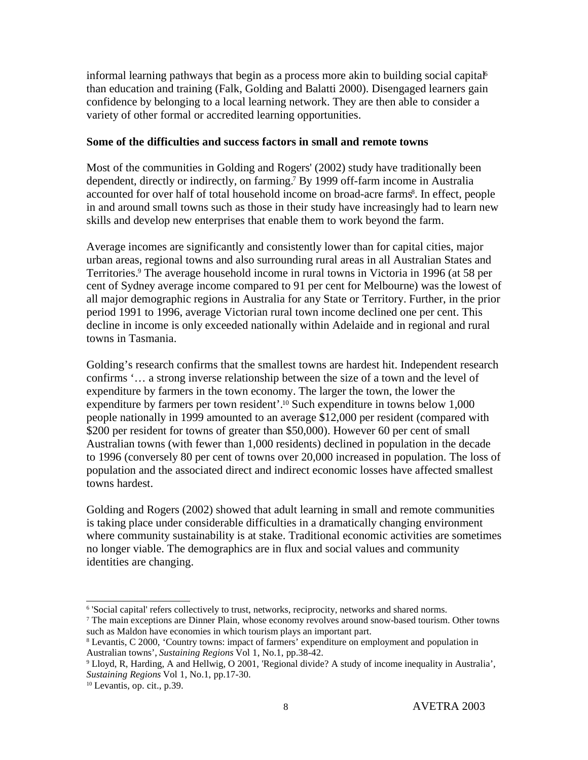informal learning pathways that begin as a process more akin to building social capital[6] than education and training (Falk, Golding and Balatti 2000). Disengaged learners gain confidence by belonging to a local learning network. They are then able to consider a variety of other formal or accredited learning opportunities.

**Some of the difficulties and success factors in small and remote towns**

Most of the communities in Golding and Rogers' (2002) study have traditionally been dependent, directly or indirectly, on farming.[7] By 1999 off-farm income in Australia accounted for over half of total household income on broad-acre farms[8]. In effect, people in and around small towns such as those in their study have increasingly had to learn new skills and develop new enterprises that enable them to work beyond the farm.

Average incomes are significantly and consistently lower than for capital cities, major urban areas, regional towns and also surrounding rural areas in all Australian States and Territories.[9] The average household income in rural towns in Victoria in 1996 (at 58 per cent of Sydney average income compared to 91 per cent for Melbourne) was the lowest of all major demographic regions in Australia for any State or Territory. Further, in the prior period 1991 to 1996, average Victorian rural town income declined one per cent. This decline in income is only exceeded nationally within Adelaide and in regional and rural towns in Tasmania.

Golding's research confirms that the smallest towns are hardest hit. Independent research confirms '… a strong inverse relationship between the size of a town and the level of expenditure by farmers in the town economy. The larger the town, the lower the expenditure by farmers per town resident'.[10] Such expenditure in towns below 1,000 people nationally in 1999 amounted to an average $12,000 per resident (compared with $200 per resident for towns of greater than $50,000). However 60 per cent of small Australian towns (with fewer than 1,000 residents) declined in population in the decade to 1996 (conversely 80 per cent of towns over 20,000 increased in population. The loss of population and the associated direct and indirect economic losses have affected smallest towns hardest.

Golding and Rogers (2002) showed that adult learning in small and remote communities is taking place under considerable difficulties in a dramatically changing environment where community sustainability is at stake. Traditional economic activities are sometimes no longer viable. The demographics are in flux and social values and community identities are changing.

---

[6] 'Social capital' refers collectively to trust, networks, reciprocity, networks and shared norms.

[7] The main exceptions are Dinner Plain, whose economy revolves around snow-based tourism. Other towns such as Maldon have economies in which tourism plays an important part.

[8] Levantis, C 2000, 'Country towns: impact of farmers' expenditure on employment and population in Australian towns', *Sustaining Regions* Vol 1, No.1, pp.38-42.

[9] Lloyd, R, Harding, A and Hellwig, O 2001, 'Regional divide? A study of income inequality in Australia', *Sustaining Regions* Vol 1, No.1, pp.17-30.

[10] Levantis, op. cit., p.39.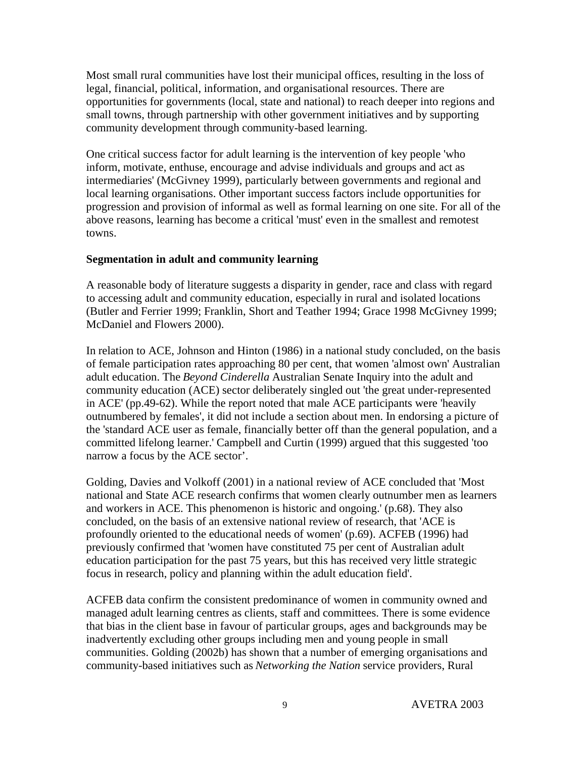Most small rural communities have lost their municipal offices, resulting in the loss of legal, financial, political, information, and organisational resources. There are opportunities for governments (local, state and national) to reach deeper into regions and small towns, through partnership with other government initiatives and by supporting community development through community-based learning.

One critical success factor for adult learning is the intervention of key people 'who inform, motivate, enthuse, encourage and advise individuals and groups and act as intermediaries' (McGivney 1999), particularly between governments and regional and local learning organisations. Other important success factors include opportunities for progression and provision of informal as well as formal learning on one site. For all of the above reasons, learning has become a critical 'must' even in the smallest and remotest towns.

**Segmentation in adult and community learning**

A reasonable body of literature suggests a disparity in gender, race and class with regard to accessing adult and community education, especially in rural and isolated locations (Butler and Ferrier 1999; Franklin, Short and Teather 1994; Grace 1998 McGivney 1999; McDaniel and Flowers 2000).

In relation to ACE, Johnson and Hinton (1986) in a national study concluded, on the basis of female participation rates approaching 80 per cent, that women 'almost own' Australian adult education. The *Beyond Cinderella* Australian Senate Inquiry into the adult and community education (ACE) sector deliberately singled out 'the great under-represented in ACE' (pp.49-62). While the report noted that male ACE participants were 'heavily outnumbered by females', it did not include a section about men. In endorsing a picture of the 'standard ACE user as female, financially better off than the general population, and a committed lifelong learner.' Campbell and Curtin (1999) argued that this suggested 'too narrow a focus by the ACE sector'.

Golding, Davies and Volkoff (2001) in a national review of ACE concluded that 'Most national and State ACE research confirms that women clearly outnumber men as learners and workers in ACE. This phenomenon is historic and ongoing.' (p.68). They also concluded, on the basis of an extensive national review of research, that 'ACE is profoundly oriented to the educational needs of women' (p.69). ACFEB (1996) had previously confirmed that 'women have constituted 75 per cent of Australian adult education participation for the past 75 years, but this has received very little strategic focus in research, policy and planning within the adult education field'.

ACFEB data confirm the consistent predominance of women in community owned and managed adult learning centres as clients, staff and committees. There is some evidence that bias in the client base in favour of particular groups, ages and backgrounds may be inadvertently excluding other groups including men and young people in small communities. Golding (2002b) has shown that a number of emerging organisations and community-based initiatives such as *Networking the Nation* service providers, Rural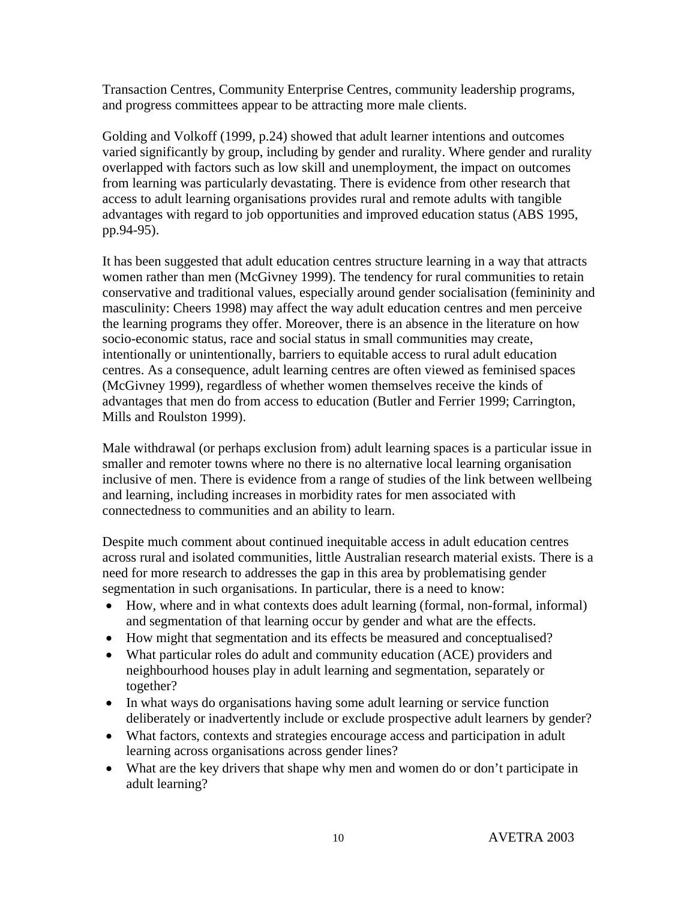Transaction Centres, Community Enterprise Centres, community leadership programs, and progress committees appear to be attracting more male clients.

Golding and Volkoff (1999, p.24) showed that adult learner intentions and outcomes varied significantly by group, including by gender and rurality. Where gender and rurality overlapped with factors such as low skill and unemployment, the impact on outcomes from learning was particularly devastating. There is evidence from other research that access to adult learning organisations provides rural and remote adults with tangible advantages with regard to job opportunities and improved education status (ABS 1995, pp.94-95).

It has been suggested that adult education centres structure learning in a way that attracts women rather than men (McGivney 1999). The tendency for rural communities to retain conservative and traditional values, especially around gender socialisation (femininity and masculinity: Cheers 1998) may affect the way adult education centres and men perceive the learning programs they offer. Moreover, there is an absence in the literature on how socio-economic status, race and social status in small communities may create, intentionally or unintentionally, barriers to equitable access to rural adult education centres. As a consequence, adult learning centres are often viewed as feminised spaces (McGivney 1999), regardless of whether women themselves receive the kinds of advantages that men do from access to education (Butler and Ferrier 1999; Carrington, Mills and Roulston 1999).

Male withdrawal (or perhaps exclusion from) adult learning spaces is a particular issue in smaller and remoter towns where no there is no alternative local learning organisation inclusive of men. There is evidence from a range of studies of the link between wellbeing and learning, including increases in morbidity rates for men associated with connectedness to communities and an ability to learn.

Despite much comment about continued inequitable access in adult education centres across rural and isolated communities, little Australian research material exists. There is a need for more research to addresses the gap in this area by problematising gender segmentation in such organisations. In particular, there is a need to know:

- How, where and in what contexts does adult learning (formal, non-formal, informal) and segmentation of that learning occur by gender and what are the effects.
- How might that segmentation and its effects be measured and conceptualised?
- What particular roles do adult and community education (ACE) providers and neighbourhood houses play in adult learning and segmentation, separately or together?
- In what ways do organisations having some adult learning or service function deliberately or inadvertently include or exclude prospective adult learners by gender?
- What factors, contexts and strategies encourage access and participation in adult learning across organisations across gender lines?
- What are the key drivers that shape why men and women do or don't participate in adult learning?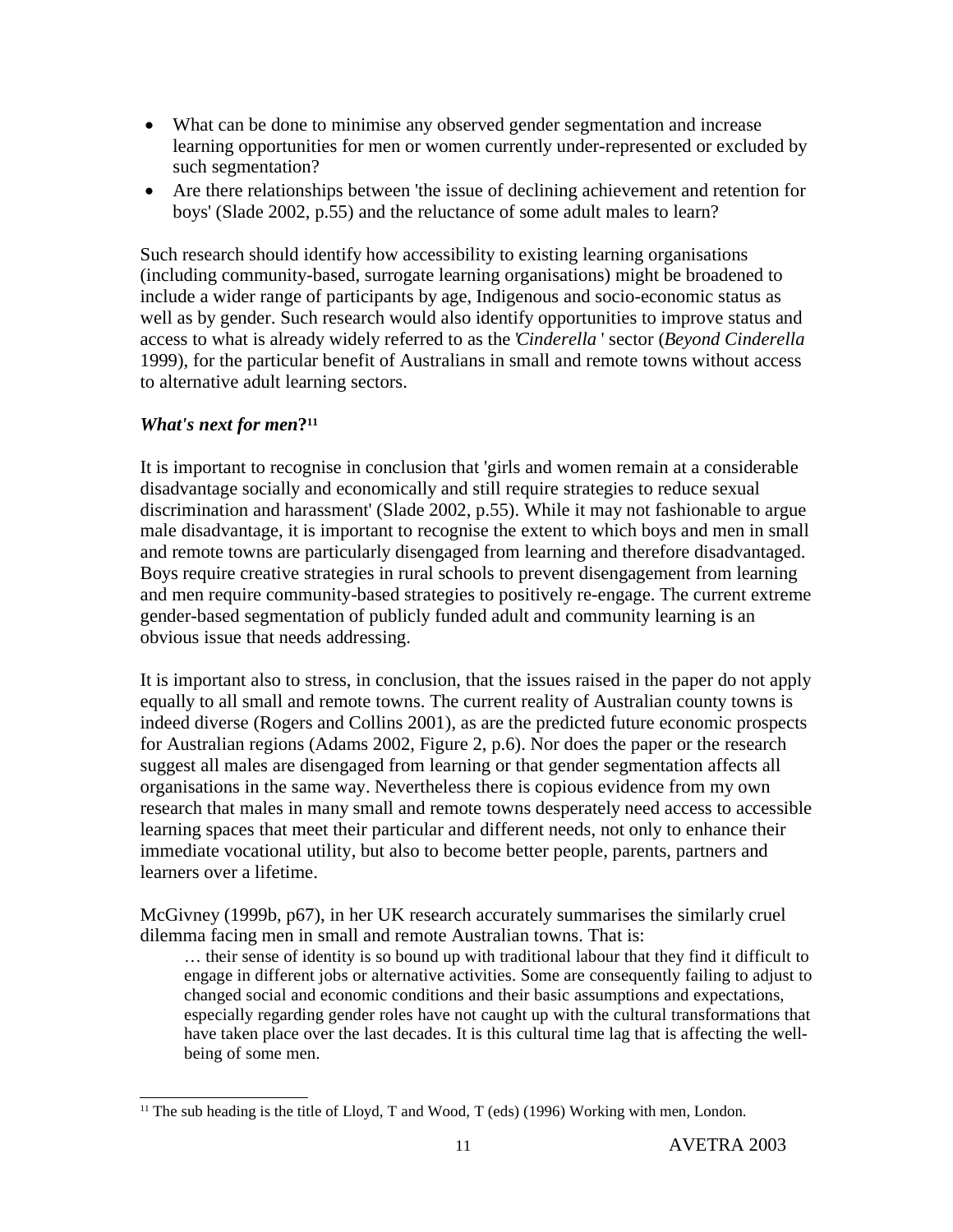- What can be done to minimise any observed gender segmentation and increase learning opportunities for men or women currently under-represented or excluded by such segmentation?
- Are there relationships between 'the issue of declining achievement and retention for boys' (Slade 2002, p.55) and the reluctance of some adult males to learn?

Such research should identify how accessibility to existing learning organisations (including community-based, surrogate learning organisations) might be broadened to include a wider range of participants by age, Indigenous and socio-economic status as well as by gender. Such research would also identify opportunities to improve status and access to what is already widely referred to as the '*Cinderella* ' sector (*Beyond Cinderella* 1999), for the particular benefit of Australians in small and remote towns without access to alternative adult learning sectors.

### *What's next for men*?[11]

It is important to recognise in conclusion that 'girls and women remain at a considerable disadvantage socially and economically and still require strategies to reduce sexual discrimination and harassment' (Slade 2002, p.55). While it may not fashionable to argue male disadvantage, it is important to recognise the extent to which boys and men in small and remote towns are particularly disengaged from learning and therefore disadvantaged. Boys require creative strategies in rural schools to prevent disengagement from learning and men require community-based strategies to positively re-engage. The current extreme gender-based segmentation of publicly funded adult and community learning is an obvious issue that needs addressing.

It is important also to stress, in conclusion, that the issues raised in the paper do not apply equally to all small and remote towns. The current reality of Australian county towns is indeed diverse (Rogers and Collins 2001), as are the predicted future economic prospects for Australian regions (Adams 2002, Figure 2, p.6). Nor does the paper or the research suggest all males are disengaged from learning or that gender segmentation affects all organisations in the same way. Nevertheless there is copious evidence from my own research that males in many small and remote towns desperately need access to accessible learning spaces that meet their particular and different needs, not only to enhance their immediate vocational utility, but also to become better people, parents, partners and learners over a lifetime.

McGivney (1999b, p67), in her UK research accurately summarises the similarly cruel dilemma facing men in small and remote Australian towns. That is:

> … their sense of identity is so bound up with traditional labour that they find it difficult to engage in different jobs or alternative activities. Some are consequently failing to adjust to changed social and economic conditions and their basic assumptions and expectations, especially regarding gender roles have not caught up with the cultural transformations that have taken place over the last decades. It is this cultural time lag that is affecting the well-being of some men.

[11] The sub heading is the title of Lloyd, T and Wood, T (eds) (1996) Working with men, London.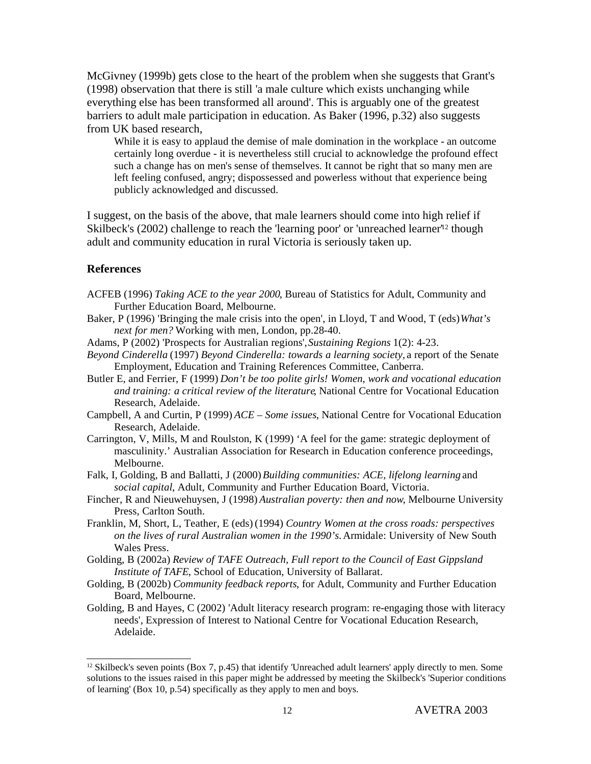McGivney (1999b) gets close to the heart of the problem when she suggests that Grant's (1998) observation that there is still 'a male culture which exists unchanging while everything else has been transformed all around'. This is arguably one of the greatest barriers to adult male participation in education. As Baker (1996, p.32) also suggests from UK based research,

> While it is easy to applaud the demise of male domination in the workplace - an outcome certainly long overdue - it is nevertheless still crucial to acknowledge the profound effect such a change has on men's sense of themselves. It cannot be right that so many men are left feeling confused, angry; dispossessed and powerless without that experience being publicly acknowledged and discussed.

I suggest, on the basis of the above, that male learners should come into high relief if Skilbeck's (2002) challenge to reach the 'learning poor' or 'unreached learner'[12] though adult and community education in rural Victoria is seriously taken up.

## References

ACFEB (1996) *Taking ACE to the year 2000*, Bureau of Statistics for Adult, Community and Further Education Board, Melbourne.

Baker, P (1996) 'Bringing the male crisis into the open', in Lloyd, T and Wood, T (eds) *What's next for men?* Working with men, London, pp.28-40.

Adams, P (2002) 'Prospects for Australian regions', *Sustaining Regions* 1(2): 4-23.

*Beyond Cinderella* (1997) *Beyond Cinderella: towards a learning society*, a report of the Senate Employment, Education and Training References Committee, Canberra.

Butler E, and Ferrier, F (1999) *Don't be too polite girls! Women, work and vocational education and training: a critical review of the literature*, National Centre for Vocational Education Research, Adelaide.

Campbell, A and Curtin, P (1999) *ACE – Some issues*, National Centre for Vocational Education Research, Adelaide.

Carrington, V, Mills, M and Roulston, K (1999) 'A feel for the game: strategic deployment of masculinity.' Australian Association for Research in Education conference proceedings, Melbourne.

Falk, I, Golding, B and Ballatti, J (2000) *Building communities: ACE, lifelong learning* and *social capital*, Adult, Community and Further Education Board, Victoria.

Fincher, R and Nieuwehuysen, J (1998) *Australian poverty: then and now*, Melbourne University Press, Carlton South.

Franklin, M, Short, L, Teather, E (eds) (1994) *Country Women at the cross roads: perspectives on the lives of rural Australian women in the 1990's*. Armidale: University of New South Wales Press.

Golding, B (2002a) *Review of TAFE Outreach, Full report to the Council of East Gippsland Institute of TAFE*, School of Education, University of Ballarat.

Golding, B (2002b) *Community feedback reports*, for Adult, Community and Further Education Board, Melbourne.

Golding, B and Hayes, C (2002) 'Adult literacy research program: re-engaging those with literacy needs', Expression of Interest to National Centre for Vocational Education Research, Adelaide.

---

[12] Skilbeck's seven points (Box 7, p.45) that identify 'Unreached adult learners' apply directly to men. Some solutions to the issues raised in this paper might be addressed by meeting the Skilbeck's 'Superior conditions of learning' (Box 10, p.54) specifically as they apply to men and boys.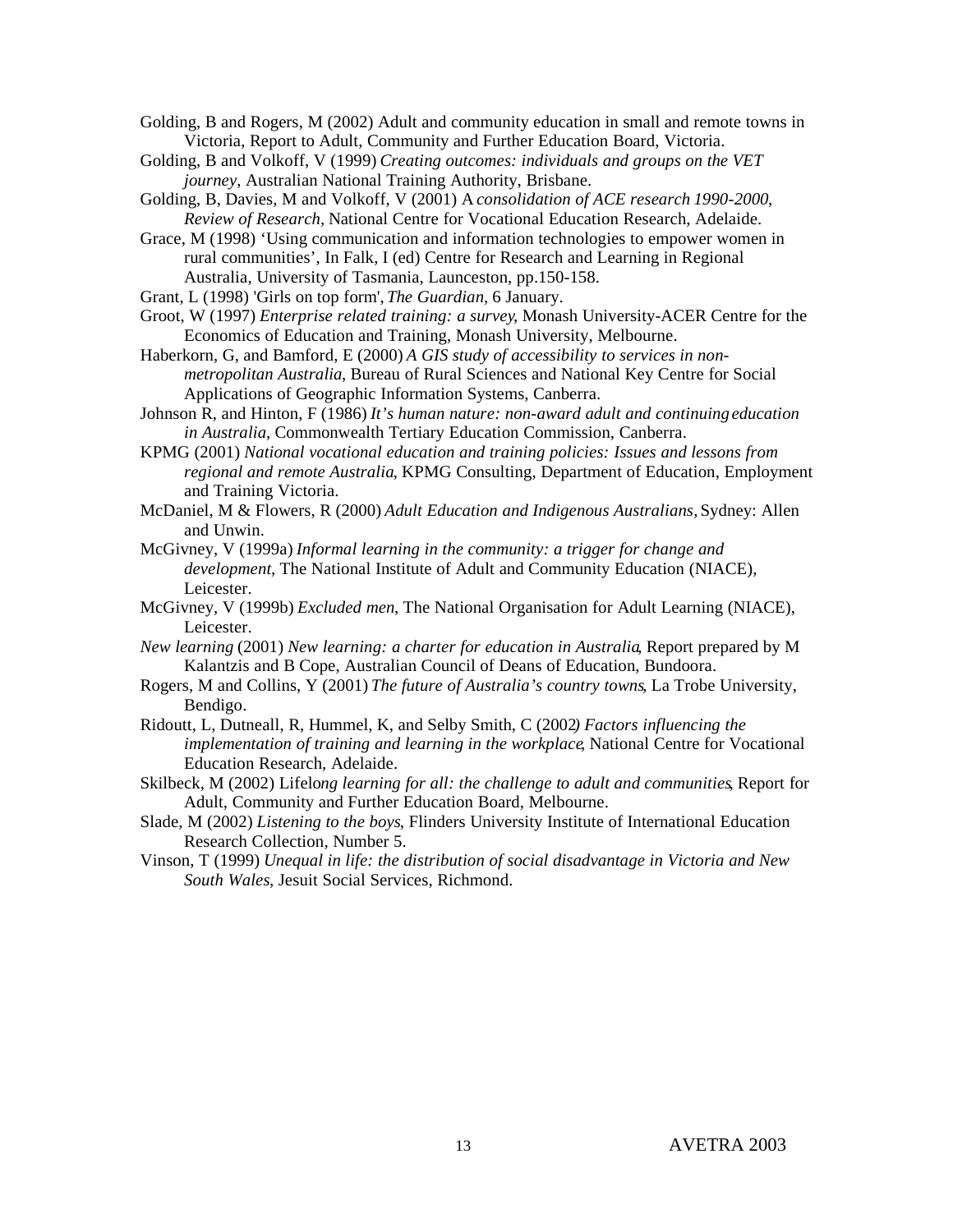Golding, B and Rogers, M (2002) Adult and community education in small and remote towns in Victoria, Report to Adult, Community and Further Education Board, Victoria.

Golding, B and Volkoff, V (1999) *Creating outcomes: individuals and groups on the VET journey*, Australian National Training Authority, Brisbane.

Golding, B, Davies, M and Volkoff, V (2001) A *consolidation of ACE research 1990-2000*, *Review of Research*, National Centre for Vocational Education Research, Adelaide.

Grace, M (1998) 'Using communication and information technologies to empower women in rural communities', In Falk, I (ed) Centre for Research and Learning in Regional Australia, University of Tasmania, Launceston, pp.150-158.

Grant, L (1998) 'Girls on top form', *The Guardian*, 6 January.

Groot, W (1997) *Enterprise related training: a survey*, Monash University-ACER Centre for the Economics of Education and Training, Monash University, Melbourne.

Haberkorn, G, and Bamford, E (2000) *A GIS study of accessibility to services in non-metropolitan Australia*, Bureau of Rural Sciences and National Key Centre for Social Applications of Geographic Information Systems, Canberra.

Johnson R, and Hinton, F (1986) *It's human nature: non-award adult and continuing education in Australia*, Commonwealth Tertiary Education Commission, Canberra.

KPMG (2001) *National vocational education and training policies: Issues and lessons from regional and remote Australia*, KPMG Consulting, Department of Education, Employment and Training Victoria.

McDaniel, M & Flowers, R (2000) *Adult Education and Indigenous Australians*, Sydney: Allen and Unwin.

McGivney, V (1999a) *Informal learning in the community: a trigger for change and development*, The National Institute of Adult and Community Education (NIACE), Leicester.

McGivney, V (1999b) *Excluded men*, The National Organisation for Adult Learning (NIACE), Leicester.

*New learning* (2001) *New learning: a charter for education in Australia*, Report prepared by M Kalantzis and B Cope, Australian Council of Deans of Education, Bundoora.

Rogers, M and Collins, Y (2001) *The future of Australia's country towns*, La Trobe University, Bendigo.

Ridoutt, L, Dutneall, R, Hummel, K, and Selby Smith, C (2002*) Factors influencing the implementation of training and learning in the workplace*, National Centre for Vocational Education Research, Adelaide.

Skilbeck, M (2002) Lifelo*ng learning for all: the challenge to adult and communities*, Report for Adult, Community and Further Education Board, Melbourne.

Slade, M (2002) *Listening to the boys*, Flinders University Institute of International Education Research Collection, Number 5.

Vinson, T (1999) *Unequal in life: the distribution of social disadvantage in Victoria and New South Wales*, Jesuit Social Services, Richmond.